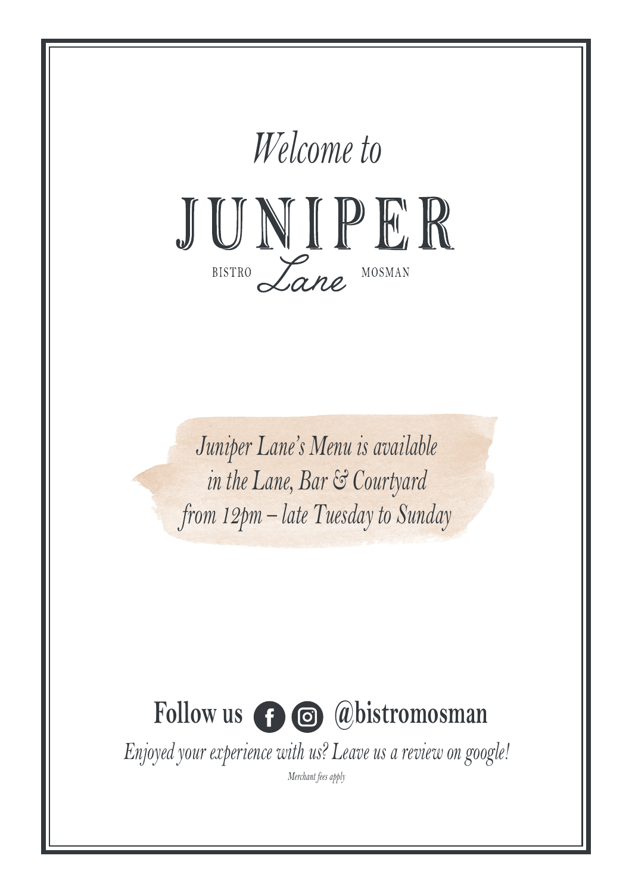*Welcome to*

# JUNIPER

BISTRO *Lane* MOSMAN

*Juniper Lane's Menu is available in the Lane, Bar & Courtyard from 12pm – late Tuesday to Sunday*

**Follow us @bistromosman**

*Enjoyed your experience with us? Leave us a review on google!*

*Merchant fees apply*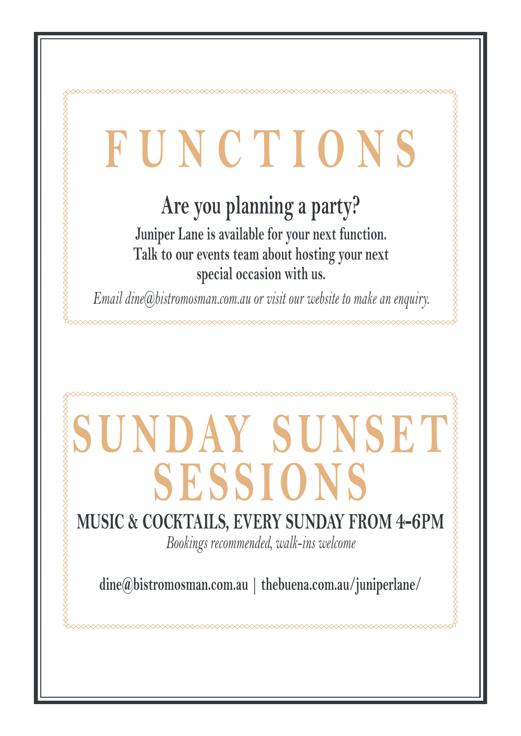# FUNCTIONS

## Are you planning a party?

**Juniper Lane is available for your next function. Talk to our events team about hosting your next special occasion with us.**

*Email dine@bistromosman.com.au or visit our website to make an enquiry.*

# SUNDAY SUNSET SESSIONS

**MUSIC & COCKTAILS, EVERY SUNDAY FROM 4-6PM**

*Bookings recommended, walk-ins welcome*

**dine@bistromosman.com.au | thebuena.com.au/juniperlane/**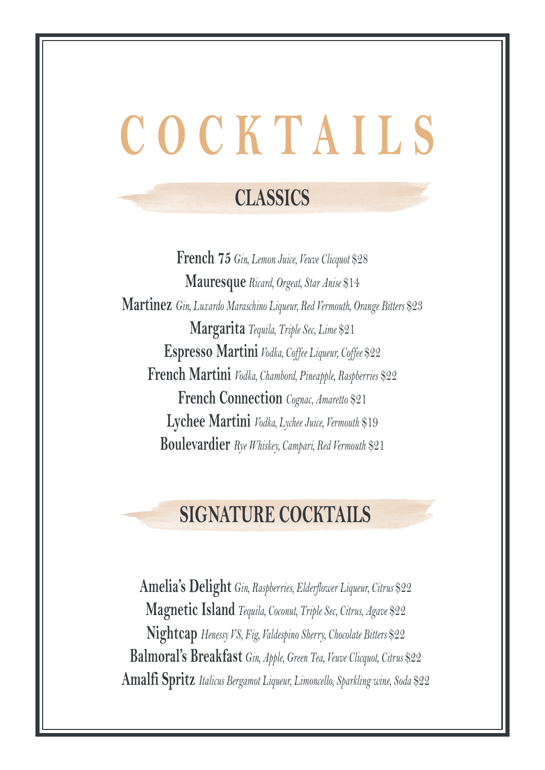# COCKTAILS

## CLASSICS

**French 75** *Gin, Lemon Juice, Veuve Clicquot* $28

**Mauresque** *Ricard, Orgeat, Star Anise* $14

**Martinez** *Gin, Luxardo Maraschino Liqueur, Red Vermouth, Orange Bitters* $23

**Margarita** *Tequila, Triple Sec, Lime* $21

**Espresso Martini** *Vodka, Coffee Liqueur, Coffee* $22

**French Martini** *Vodka, Chambord, Pineapple, Raspberries* $22

**French Connection** *Cognac, Amaretto* $21

**Lychee Martini** *Vodka, Lychee Juice, Vermouth* $19

**Boulevardier** *Rye Whiskey, Campari, Red Vermouth* $21

## SIGNATURE COCKTAILS

**Amelia's Delight** *Gin, Raspberries, Elderflower Liqueur, Citrus* $22

**Magnetic Island** *Tequila, Coconut, Triple Sec, Citrus, Agave* $22

**Nightcap** *Henessy VS, Fig, Valdespino Sherry, Chocolate Bitters* $22

**Balmoral's Breakfast** *Gin, Apple, Green Tea, Veuve Clicquot, Citrus* $22

**Amalfi Spritz** *Italicus Bergamot Liqueur, Limoncello, Sparkling wine, Soda* $22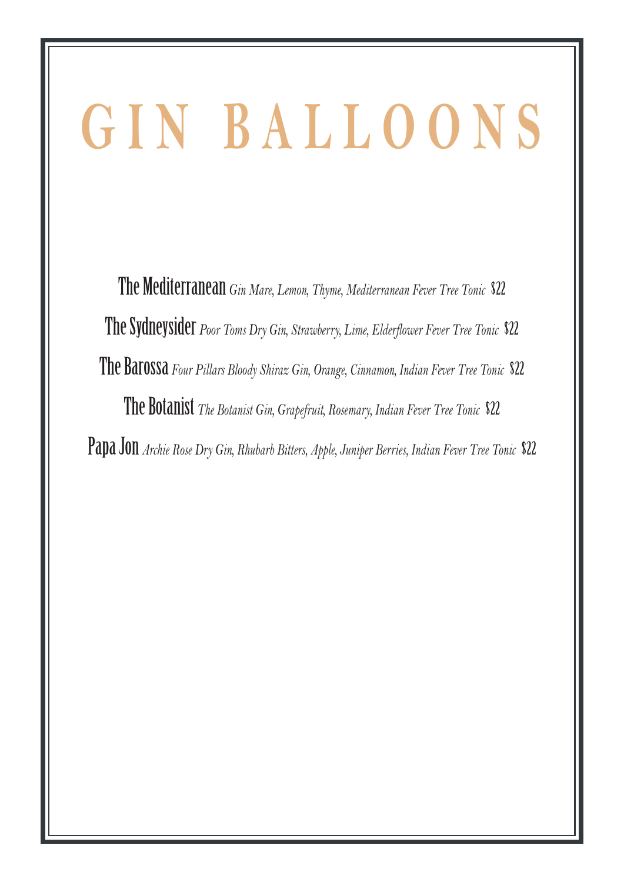# GIN BALLOONS

**The Mediterranean** *Gin Mare, Lemon, Thyme, Mediterranean Fever Tree Tonic* $22

**The Sydneysider** *Poor Toms Dry Gin, Strawberry, Lime, Elderflower Fever Tree Tonic* $22

**The Barossa** *Four Pillars Bloody Shiraz Gin, Orange, Cinnamon, Indian Fever Tree Tonic* $22

**The Botanist** *The Botanist Gin, Grapefruit, Rosemary, Indian Fever Tree Tonic* $22

**Papa Jon** *Archie Rose Dry Gin, Rhubarb Bitters, Apple, Juniper Berries, Indian Fever Tree Tonic* $22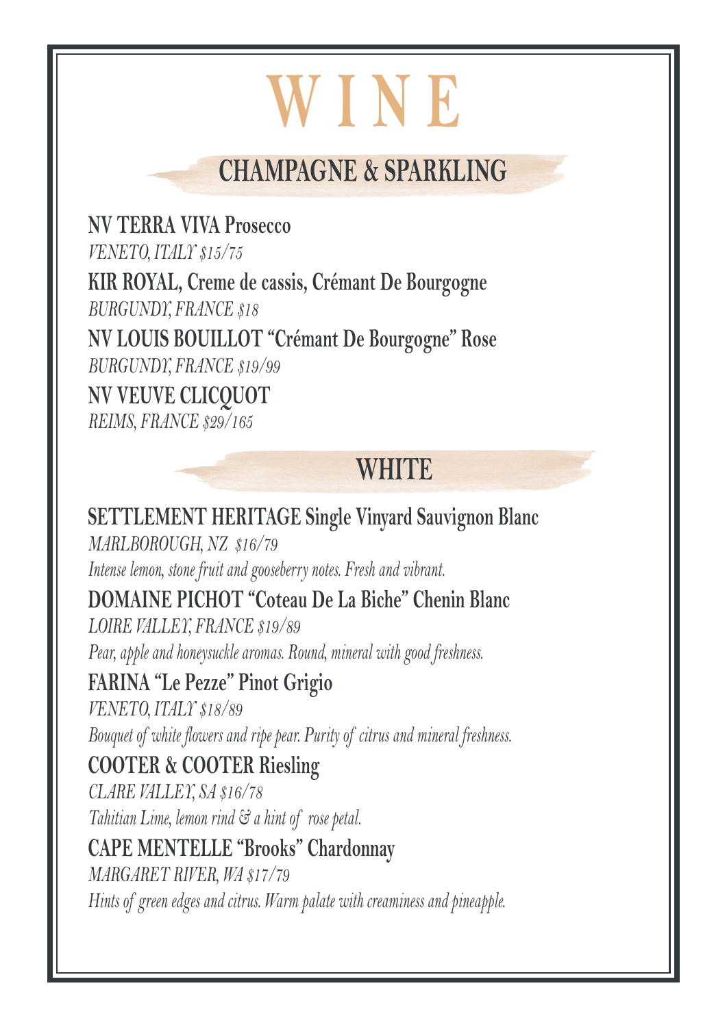# WINE

## CHAMPAGNE & SPARKLING

**NV TERRA VIVA Prosecco**
*VENETO, ITALY $15/75*

**KIR ROYAL, Creme de cassis, Crémant De Bourgogne**
*BURGUNDY, FRANCE $18*

**NV LOUIS BOUILLOT "Crémant De Bourgogne" Rose**
*BURGUNDY, FRANCE $19/99*

**NV VEUVE CLICQUOT**
*REIMS, FRANCE $29/165*

## WHITE

**SETTLEMENT HERITAGE Single Vinyard Sauvignon Blanc**
*MARLBOROUGH, NZ $16/79*
*Intense lemon, stone fruit and gooseberry notes. Fresh and vibrant.*

**DOMAINE PICHOT "Coteau De La Biche" Chenin Blanc**
*LOIRE VALLEY, FRANCE $19/89*
*Pear, apple and honeysuckle aromas. Round, mineral with good freshness.*

**FARINA "Le Pezze" Pinot Grigio**
*VENETO, ITALY $18/89*
*Bouquet of white flowers and ripe pear. Purity of citrus and mineral freshness.*

**COOTER & COOTER Riesling**
*CLARE VALLEY, SA $16/78*
*Tahitian Lime, lemon rind & a hint of rose petal.*

**CAPE MENTELLE "Brooks" Chardonnay**
*MARGARET RIVER, WA $17/79*
*Hints of green edges and citrus. Warm palate with creaminess and pineapple.*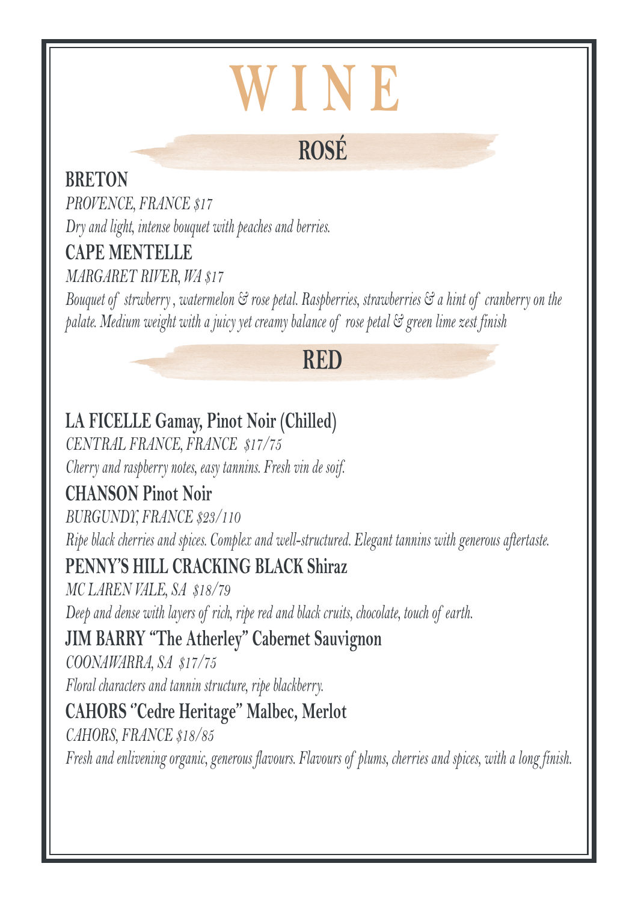# WINE

## ROSÉ

**BRETON**

*PROVENCE, FRANCE $17*

*Dry and light, intense bouquet with peaches and berries.*

**CAPE MENTELLE**

*MARGARET RIVER, WA $17*

*Bouquet of strwberry , watermelon & rose petal. Raspberries, strawberries & a hint of cranberry on the palate. Medium weight with a juicy yet creamy balance of rose petal & green lime zest finish*

## RED

**LA FICELLE Gamay, Pinot Noir (Chilled)**

*CENTRAL FRANCE, FRANCE $17/75*

*Cherry and raspberry notes, easy tannins. Fresh vin de soif.*

**CHANSON Pinot Noir**

*BURGUNDY, FRANCE $23/110*

*Ripe black cherries and spices. Complex and well-structured. Elegant tannins with generous aftertaste.*

**PENNY'S HILL CRACKING BLACK Shiraz**

*MC LAREN VALE, SA $18/79*

*Deep and dense with layers of rich, ripe red and black cruits, chocolate, touch of earth.*

**JIM BARRY "The Atherley" Cabernet Sauvignon**

*COONAWARRA, SA $17/75*

*Floral characters and tannin structure, ripe blackberry.*

**CAHORS "Cedre Heritage" Malbec, Merlot**

*CAHORS, FRANCE $18/85*

*Fresh and enlivening organic, generous flavours. Flavours of plums, cherries and spices, with a long finish.*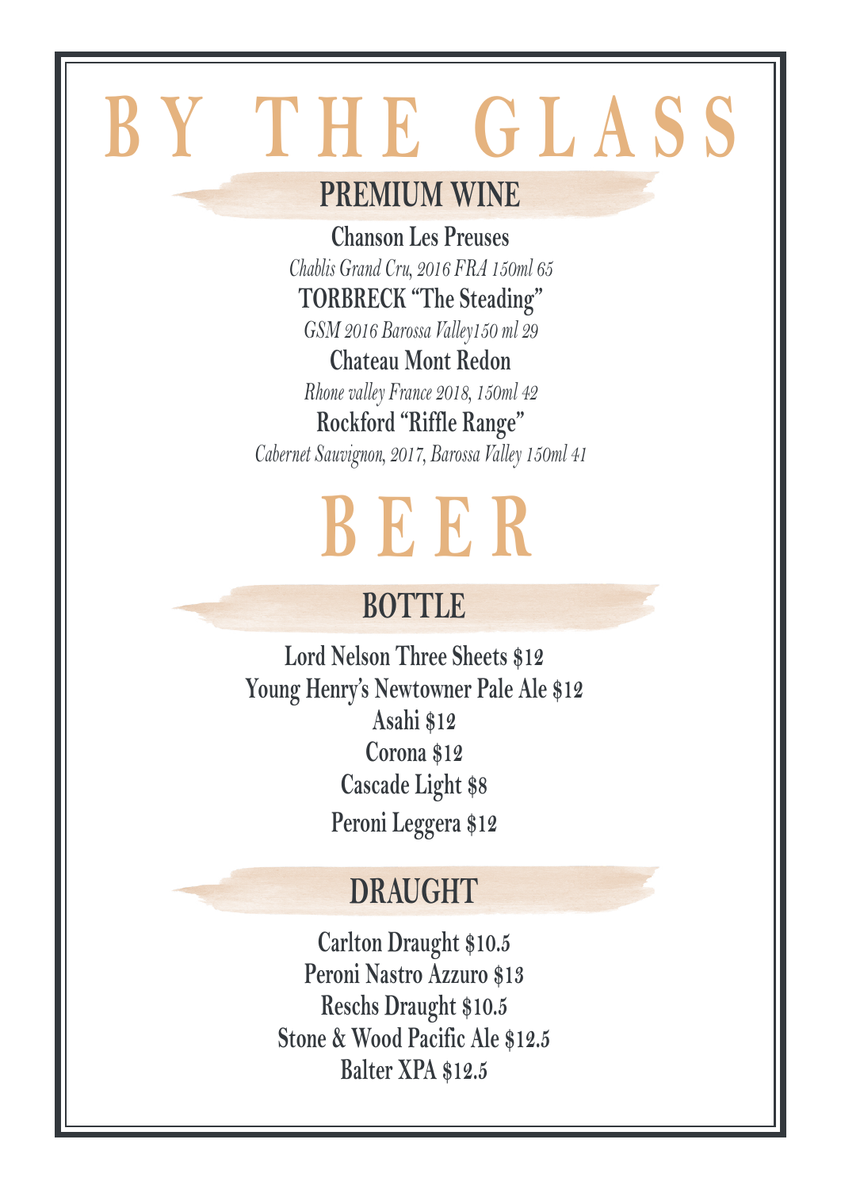# BY THE GLASS

## PREMIUM WINE

**Chanson Les Preuses**
*Chablis Grand Cru, 2016 FRA 150ml 65*

**TORBRECK "The Steading"**
*GSM 2016 Barossa Valley150 ml 29*

**Chateau Mont Redon**
*Rhone valley France 2018, 150ml 42*

**Rockford "Riffle Range"**
*Cabernet Sauvignon, 2017, Barossa Valley 150ml 41*

# BEER

## BOTTLE

**Lord Nelson Three Sheets $12**
**Young Henry's Newtowner Pale Ale $12**
**Asahi $12**
**Corona $12**
**Cascade Light $8**
**Peroni Leggera $12**

## DRAUGHT

**Carlton Draught $10.5**
**Peroni Nastro Azzuro $13**
**Reschs Draught $10.5**
**Stone & Wood Pacific Ale $12.5**
**Balter XPA $12.5**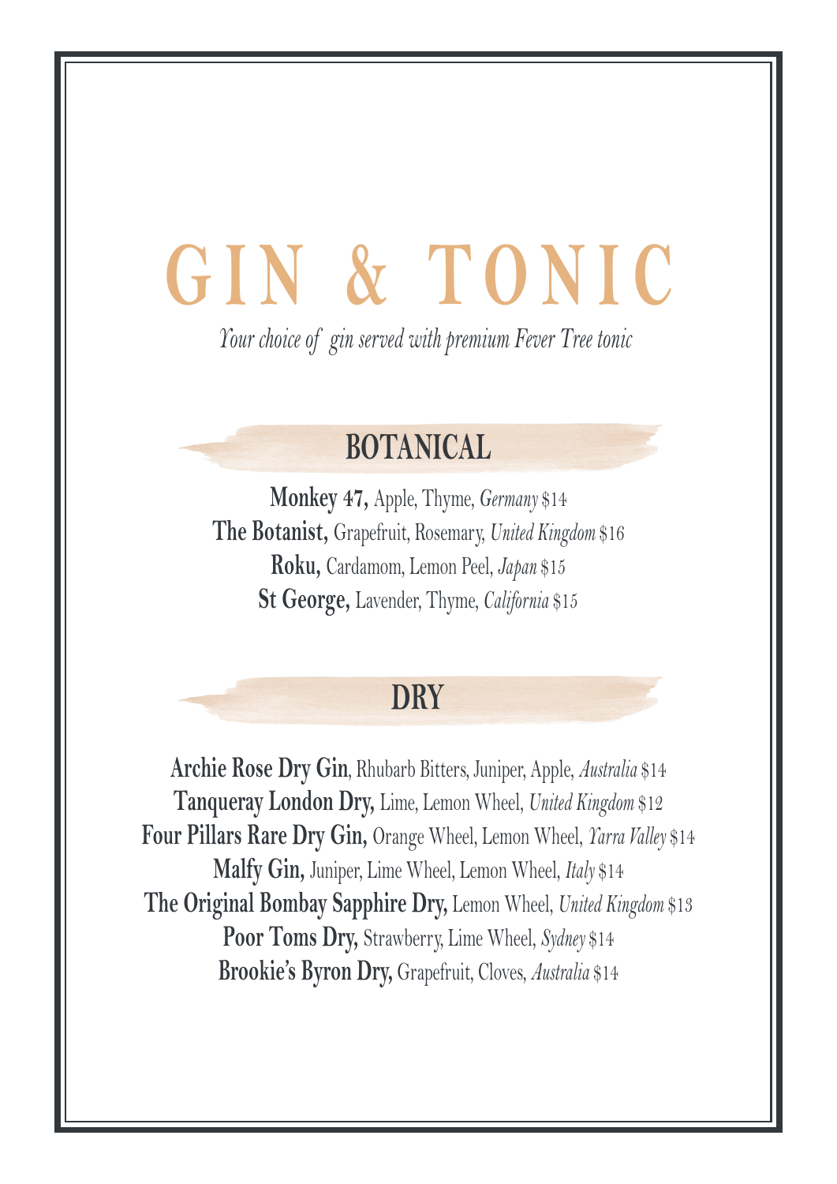# GIN & TONIC

*Your choice of gin served with premium Fever Tree tonic*

## BOTANICAL

**Monkey 47,** Apple, Thyme, *Germany* $14

**The Botanist,** Grapefruit, Rosemary, *United Kingdom* $16

**Roku,** Cardamom, Lemon Peel, *Japan* $15

**St George,** Lavender, Thyme, *California* $15

## DRY

**Archie Rose Dry Gin**, Rhubarb Bitters, Juniper, Apple, *Australia* $14

**Tanqueray London Dry,** Lime, Lemon Wheel, *United Kingdom* $12

**Four Pillars Rare Dry Gin,** Orange Wheel, Lemon Wheel, *Yarra Valley* $14

**Malfy Gin,** Juniper, Lime Wheel, Lemon Wheel, *Italy* $14

**The Original Bombay Sapphire Dry,** Lemon Wheel, *United Kingdom* $13

**Poor Toms Dry,** Strawberry, Lime Wheel, *Sydney* $14

**Brookie's Byron Dry,** Grapefruit, Cloves, *Australia* $14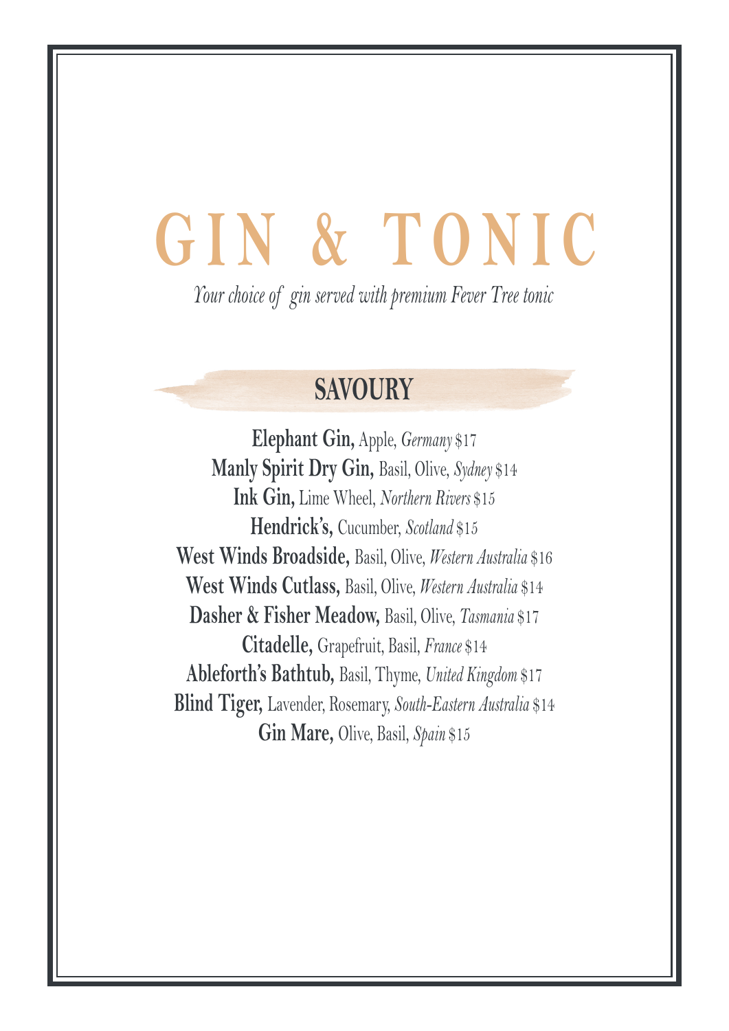# GIN & TONIC

*Your choice of gin served with premium Fever Tree tonic*

## SAVOURY

**Elephant Gin,** Apple, *Germany* $17

**Manly Spirit Dry Gin,** Basil, Olive, *Sydney* $14

**Ink Gin,** Lime Wheel, *Northern Rivers* $15

**Hendrick's,** Cucumber, *Scotland* $15

**West Winds Broadside,** Basil, Olive, *Western Australia* $16

**West Winds Cutlass,** Basil, Olive, *Western Australia* $14

**Dasher & Fisher Meadow,** Basil, Olive, *Tasmania* $17

**Citadelle,** Grapefruit, Basil, *France* $14

**Ableforth's Bathtub,** Basil, Thyme, *United Kingdom* $17

**Blind Tiger,** Lavender, Rosemary, *South-Eastern Australia* $14

**Gin Mare,** Olive, Basil, *Spain* $15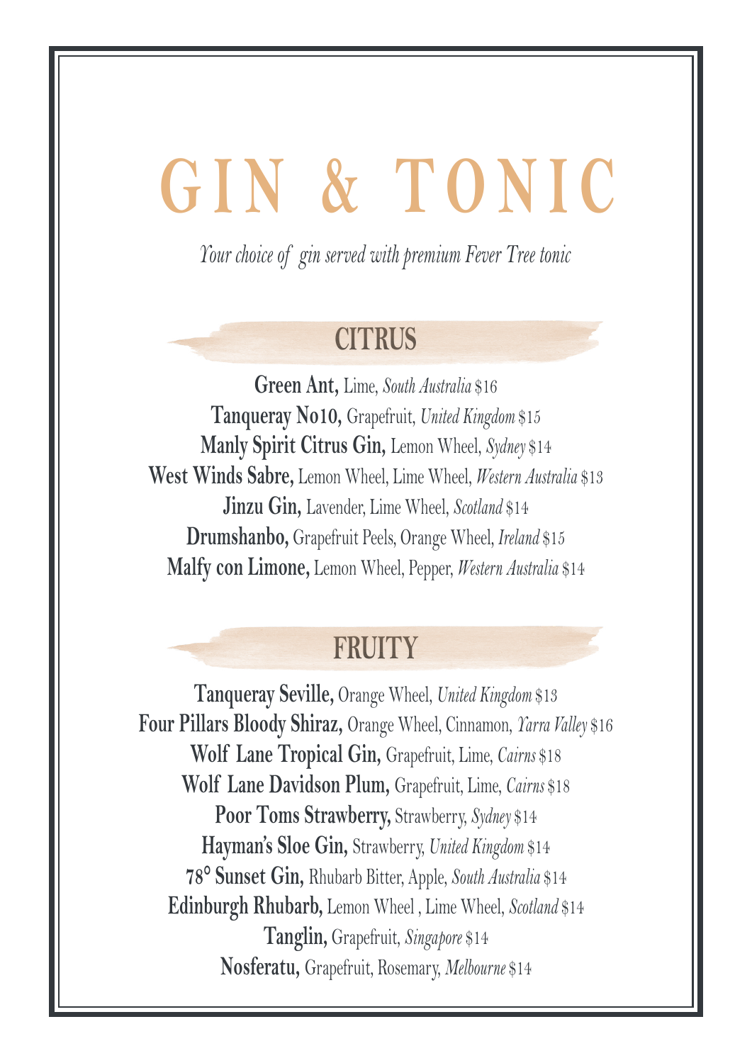# GIN & TONIC

*Your choice of gin served with premium Fever Tree tonic*

## CITRUS

**Green Ant,** Lime, *South Australia* $16
**Tanqueray No10,** Grapefruit, *United Kingdom* $15
**Manly Spirit Citrus Gin,** Lemon Wheel, *Sydney* $14
**West Winds Sabre,** Lemon Wheel, Lime Wheel, *Western Australia* $13
**Jinzu Gin,** Lavender, Lime Wheel, *Scotland* $14
**Drumshanbo,** Grapefruit Peels, Orange Wheel, *Ireland* $15
**Malfy con Limone,** Lemon Wheel, Pepper, *Western Australia* $14

## FRUITY

**Tanqueray Seville,** Orange Wheel, *United Kingdom* $13
**Four Pillars Bloody Shiraz,** Orange Wheel, Cinnamon, *Yarra Valley* $16
**Wolf Lane Tropical Gin,** Grapefruit, Lime, *Cairns* $18
**Wolf Lane Davidson Plum,** Grapefruit, Lime, *Cairns* $18
**Poor Toms Strawberry,** Strawberry, *Sydney* $14
**Hayman's Sloe Gin,** Strawberry, *United Kingdom* $14
**78° Sunset Gin,** Rhubarb Bitter, Apple, *South Australia* $14
**Edinburgh Rhubarb,** Lemon Wheel , Lime Wheel, *Scotland* $14
**Tanglin,** Grapefruit, *Singapore* $14
**Nosferatu,** Grapefruit, Rosemary, *Melbourne* $14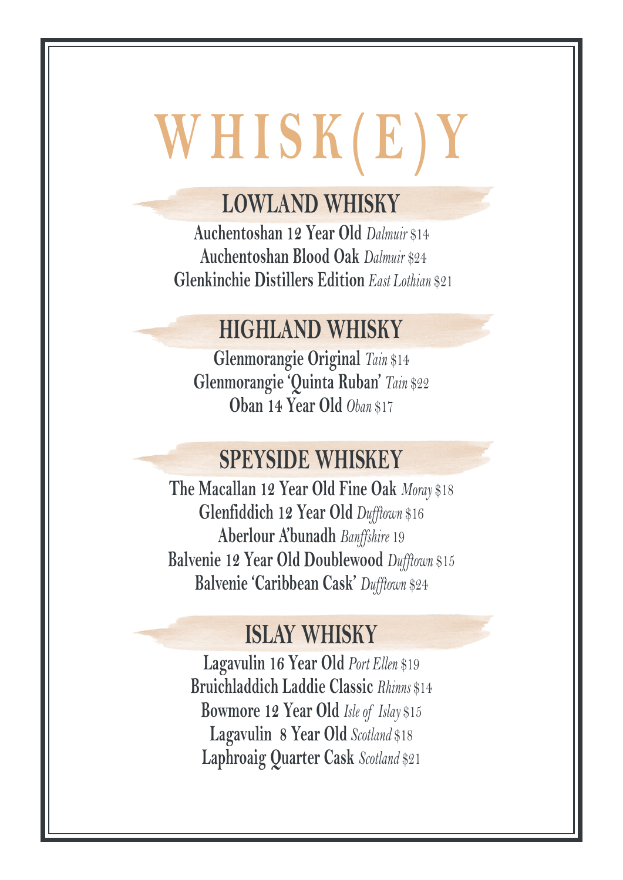# WHISK(E)Y

## LOWLAND WHISKY

**Auchentoshan 12 Year Old** *Dalmuir* $14
**Auchentoshan Blood Oak** *Dalmuir* $24
**Glenkinchie Distillers Edition** *East Lothian* $21

## HIGHLAND WHISKY

**Glenmorangie Original** *Tain* $14
**Glenmorangie 'Quinta Ruban'** *Tain* $22
**Oban 14 Year Old** *Oban* $17

## SPEYSIDE WHISKEY

**The Macallan 12 Year Old Fine Oak** *Moray* $18
**Glenfiddich 12 Year Old** *Dufftown* $16
**Aberlour A'bunadh** *Banffshire* 19
**Balvenie 12 Year Old Doublewood** *Dufftown* $15
**Balvenie 'Caribbean Cask'** *Dufftown* $24

## ISLAY WHISKY

**Lagavulin 16 Year Old** *Port Ellen* $19
**Bruichladdich Laddie Classic** *Rhinns* $14
**Bowmore 12 Year Old** *Isle of Islay* $15
**Lagavulin 8 Year Old** *Scotland* $18
**Laphroaig Quarter Cask** *Scotland* $21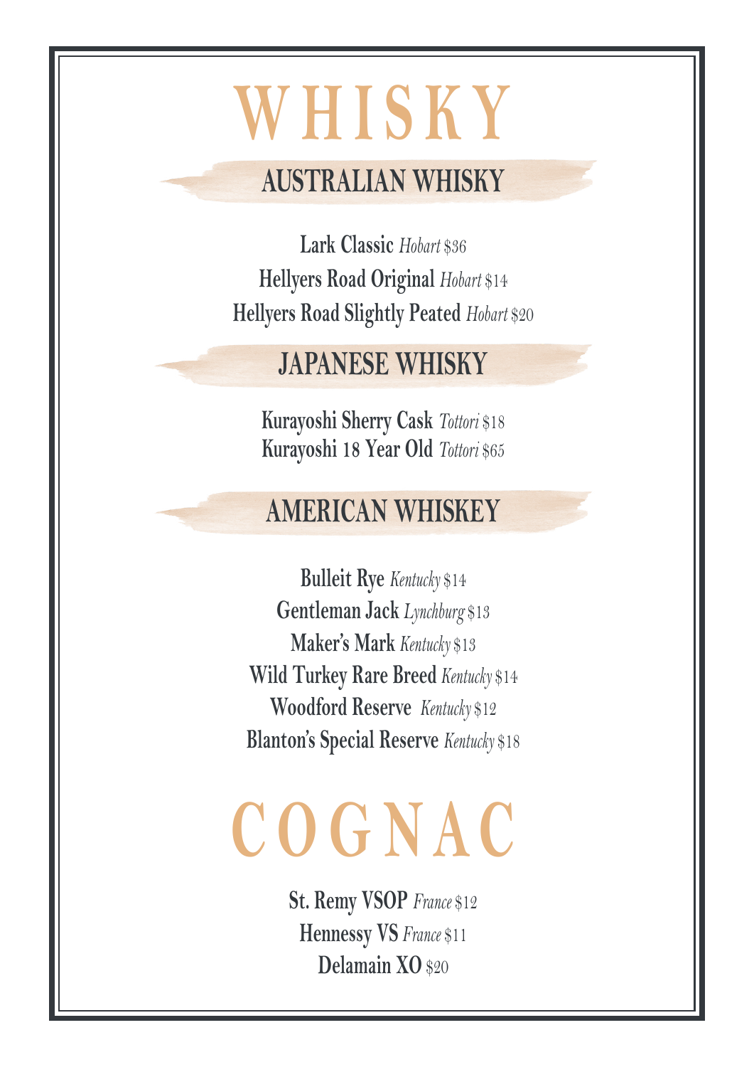# WHISKY

## AUSTRALIAN WHISKY

**Lark Classic** *Hobart* $36
**Hellyers Road Original** *Hobart* $14
**Hellyers Road Slightly Peated** *Hobart* $20

## JAPANESE WHISKY

**Kurayoshi Sherry Cask** *Tottori* $18
**Kurayoshi 18 Year Old** *Tottori* $65

## AMERICAN WHISKEY

**Bulleit Rye** *Kentucky* $14
**Gentleman Jack** *Lynchburg* $13
**Maker's Mark** *Kentucky* $13
**Wild Turkey Rare Breed** *Kentucky* $14
**Woodford Reserve** *Kentucky* $12
**Blanton's Special Reserve** *Kentucky* $18

# COGNAC

**St. Remy VSOP** *France* $12
**Hennessy VS** *France* $11
**Delamain XO** $20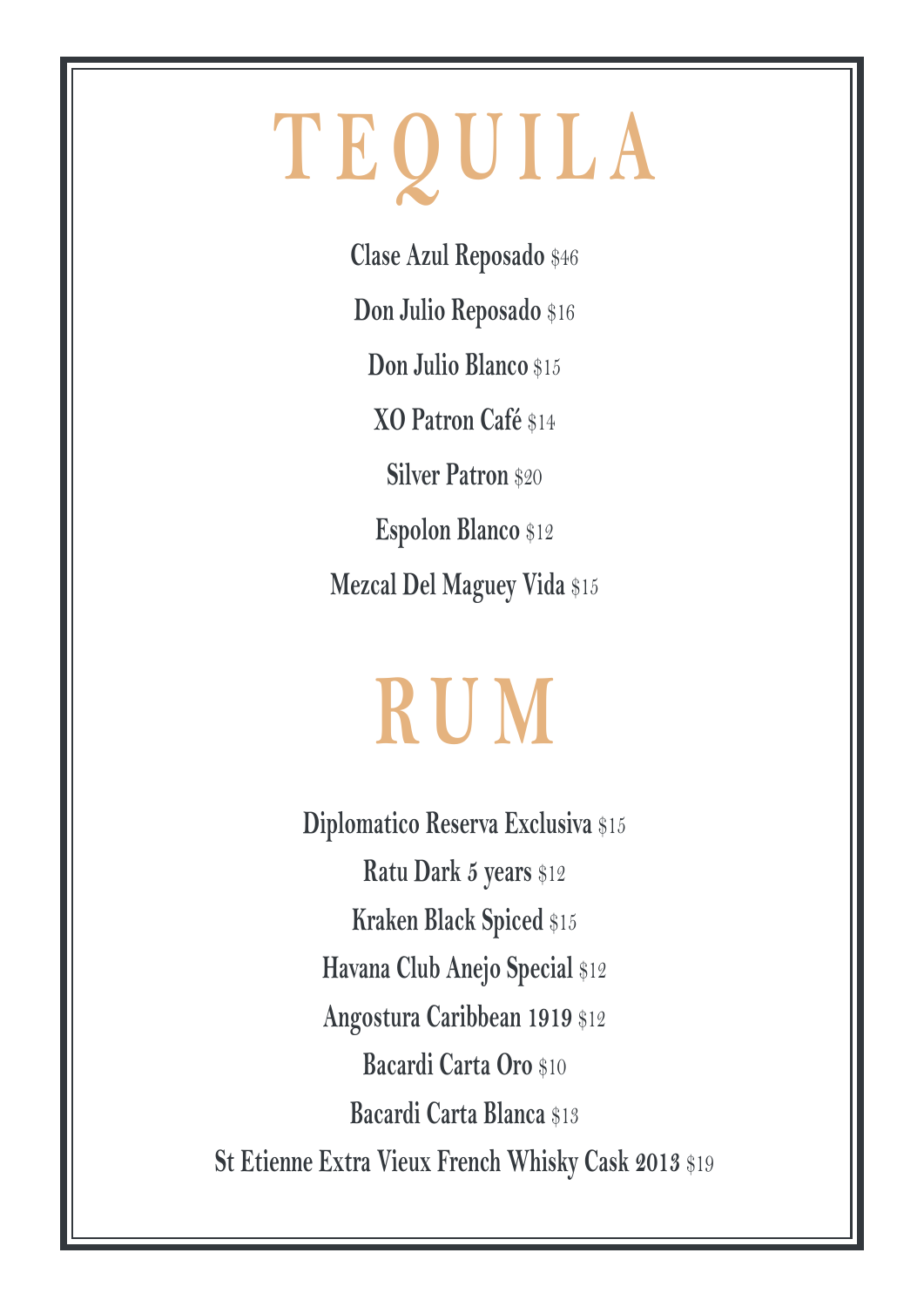# TEQUILA

**Clase Azul Reposado** $46

**Don Julio Reposado** $16

**Don Julio Blanco** $15

**XO Patron Café** $14

**Silver Patron** $20

**Espolon Blanco** $12

**Mezcal Del Maguey Vida** $15

# RUM

**Diplomatico Reserva Exclusiva** $15

**Ratu Dark 5 years** $12

**Kraken Black Spiced** $15

**Havana Club Anejo Special** $12

**Angostura Caribbean 1919** $12

**Bacardi Carta Oro** $10

**Bacardi Carta Blanca** $13

**St Etienne Extra Vieux French Whisky Cask 2013** $19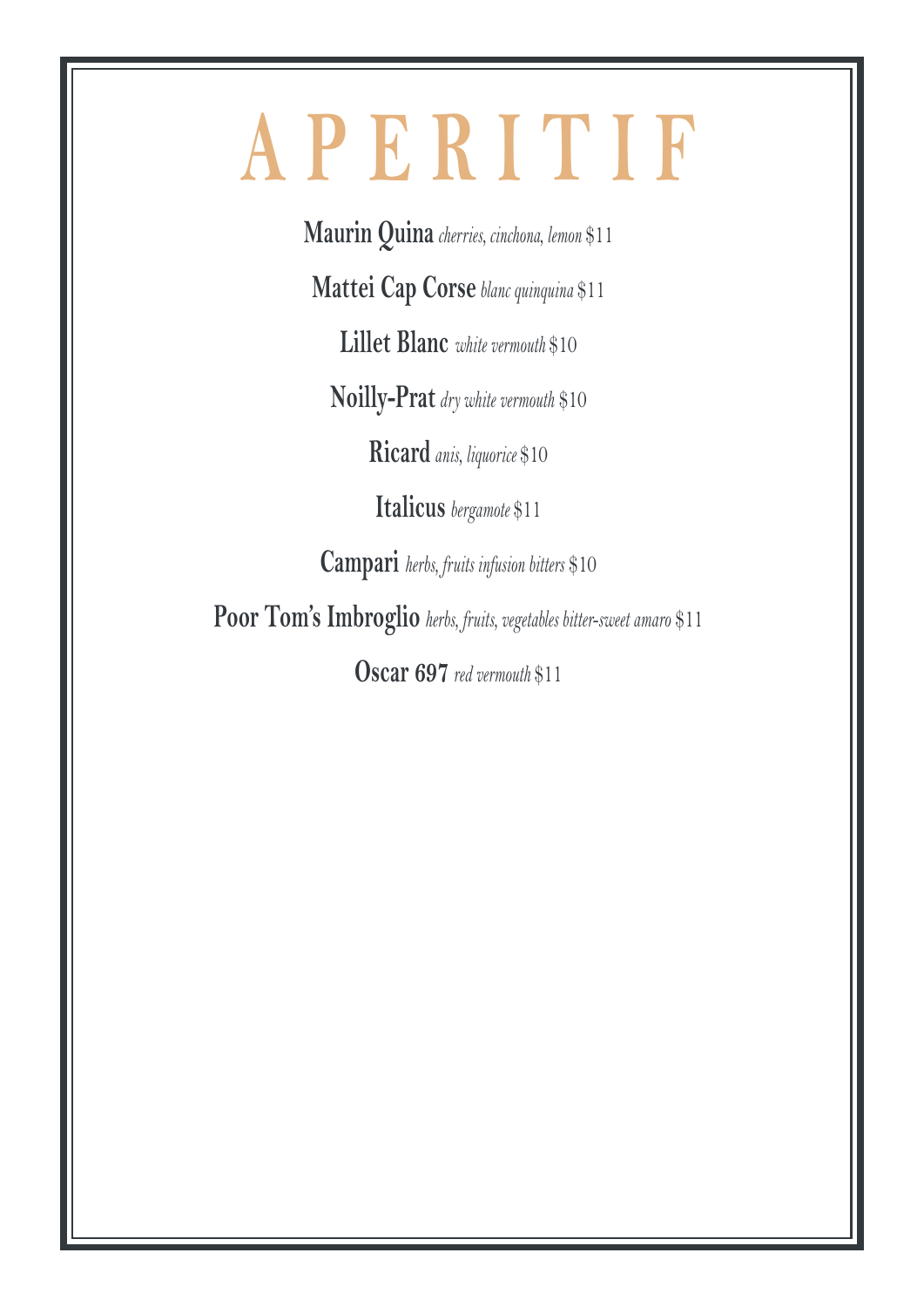# APERITIF

**Maurin Quina** *cherries, cinchona, lemon* $11

**Mattei Cap Corse** *blanc quinquina* $11

**Lillet Blanc** *white vermouth* $10

**Noilly-Prat** *dry white vermouth* $10

**Ricard** *anis, liquorice* $10

**Italicus** *bergamote* $11

**Campari** *herbs, fruits infusion bitters* $10

**Poor Tom's Imbroglio** *herbs, fruits, vegetables bitter-sweet amaro* $11

**Oscar 697** *red vermouth* $11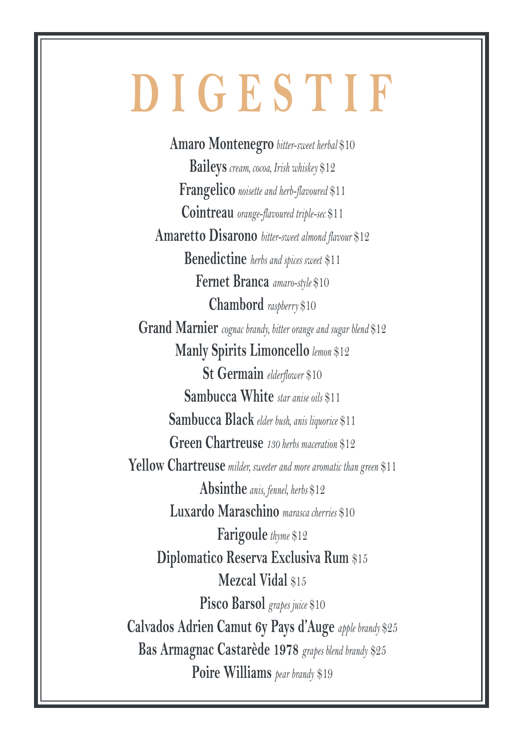# DIGESTIF

**Amaro Montenegro** *bitter-sweet herbal* $10

**Baileys** *cream, cocoa, Irish whiskey* $12

**Frangelico** *noisette and herb-flavoured* $11

**Cointreau** *orange-flavoured triple-sec* $11

**Amaretto Disarono** *bitter-sweet almond flavour* $12

**Benedictine** *herbs and spices sweet* $11

**Fernet Branca** *amaro-style* $10

**Chambord** *raspberry* $10

**Grand Marnier** *cognac brandy, bitter orange and sugar blend* $12

**Manly Spirits Limoncello** *lemon* $12

**St Germain** *elderflower* $10

**Sambucca White** *star anise oils* $11

**Sambucca Black** *elder bush, anis liquorice* $11

**Green Chartreuse** *130 herbs maceration* $12

**Yellow Chartreuse** *milder, sweeter and more aromatic than green* $11

**Absinthe** *anis, fennel, herbs* $12

**Luxardo Maraschino** *marasca cherries* $10

**Farigoule** *thyme* $12

**Diplomatico Reserva Exclusiva Rum** $15

**Mezcal Vidal** $15

**Pisco Barsol** *grapes juice* $10

**Calvados Adrien Camut 6y Pays d'Auge** *apple brandy* $25

**Bas Armagnac Castarède 1978** *grapes blend brandy* $25

**Poire Williams** *pear brandy* $19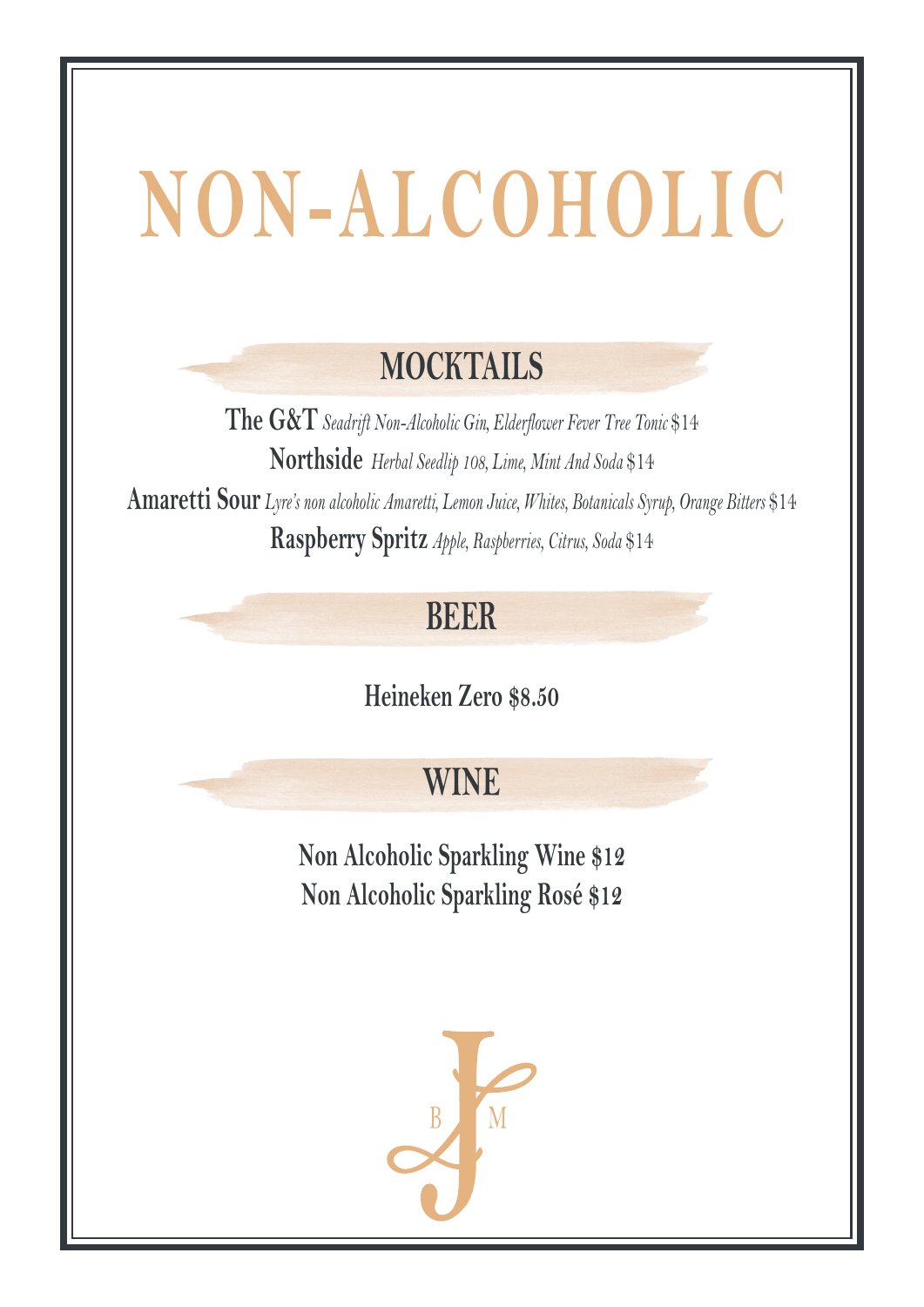# NON-ALCOHOLIC

## MOCKTAILS

**The G&T** *Seadrift Non-Alcoholic Gin, Elderflower Fever Tree Tonic* $14

**Northside** *Herbal Seedlip 108, Lime, Mint And Soda* $14

**Amaretti Sour** *Lyre's non alcoholic Amaretti, Lemon Juice, Whites, Botanicals Syrup, Orange Bitters* $14

**Raspberry Spritz** *Apple, Raspberries, Citrus, Soda* $14

## BEER

**Heineken Zero $8.50**

## WINE

**Non Alcoholic Sparkling Wine $12**

**Non Alcoholic Sparkling Rosé $12**

B J M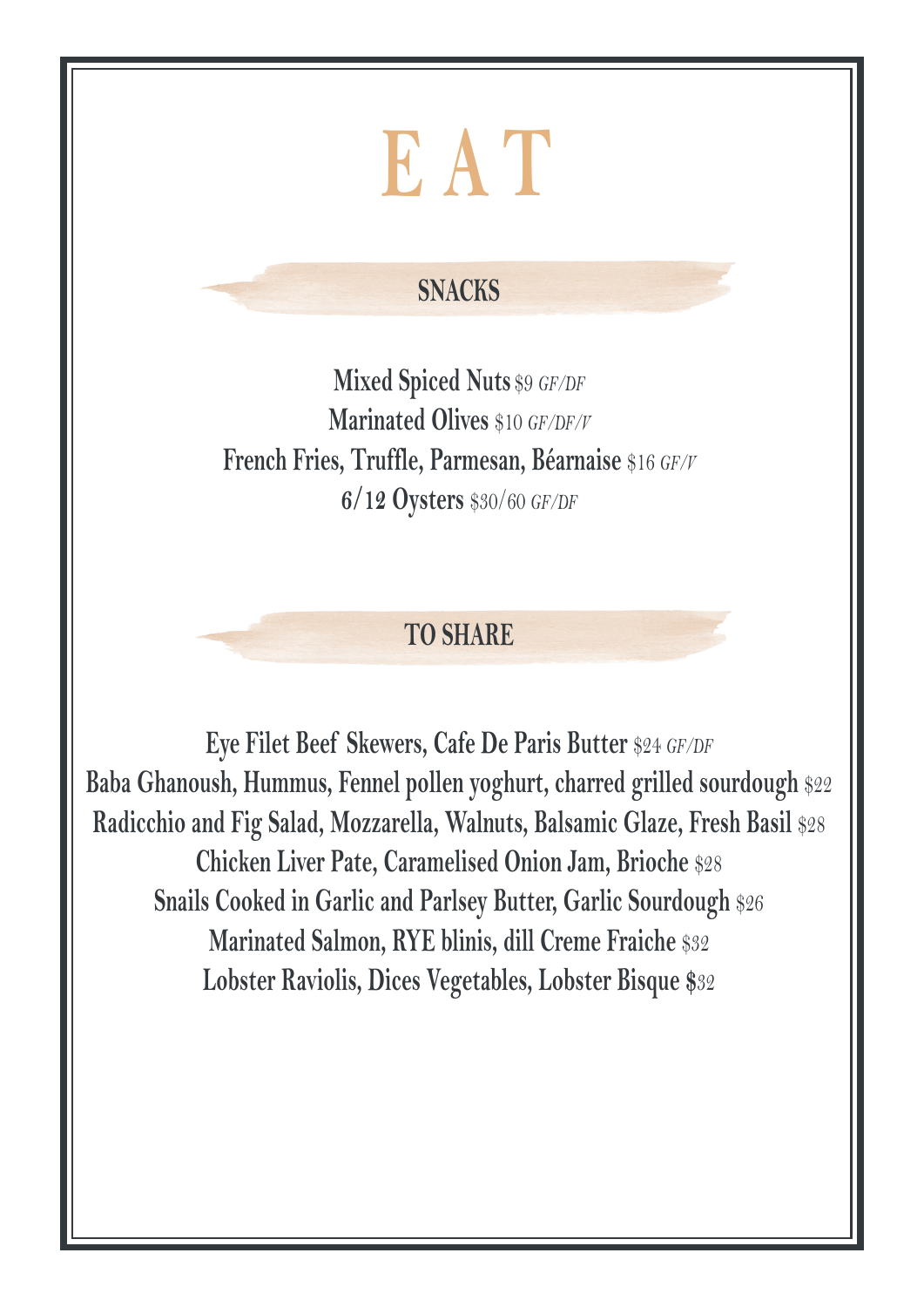# EAT

## SNACKS

**Mixed Spiced Nuts** $9 *GF/DF*
**Marinated Olives** $10 *GF/DF/V*
**French Fries, Truffle, Parmesan, Béarnaise** $16 *GF/V*
**6/12 Oysters** $30/60 *GF/DF*

## TO SHARE

**Eye Filet Beef Skewers, Cafe De Paris Butter** $24 *GF/DF*
**Baba Ghanoush, Hummus, Fennel pollen yoghurt, charred grilled sourdough** $22
**Radicchio and Fig Salad, Mozzarella, Walnuts, Balsamic Glaze, Fresh Basil** $28
**Chicken Liver Pate, Caramelised Onion Jam, Brioche** $28
**Snails Cooked in Garlic and Parlsey Butter, Garlic Sourdough** $26
**Marinated Salmon, RYE blinis, dill Creme Fraiche** $32
**Lobster Raviolis, Dices Vegetables, Lobster Bisque $**32